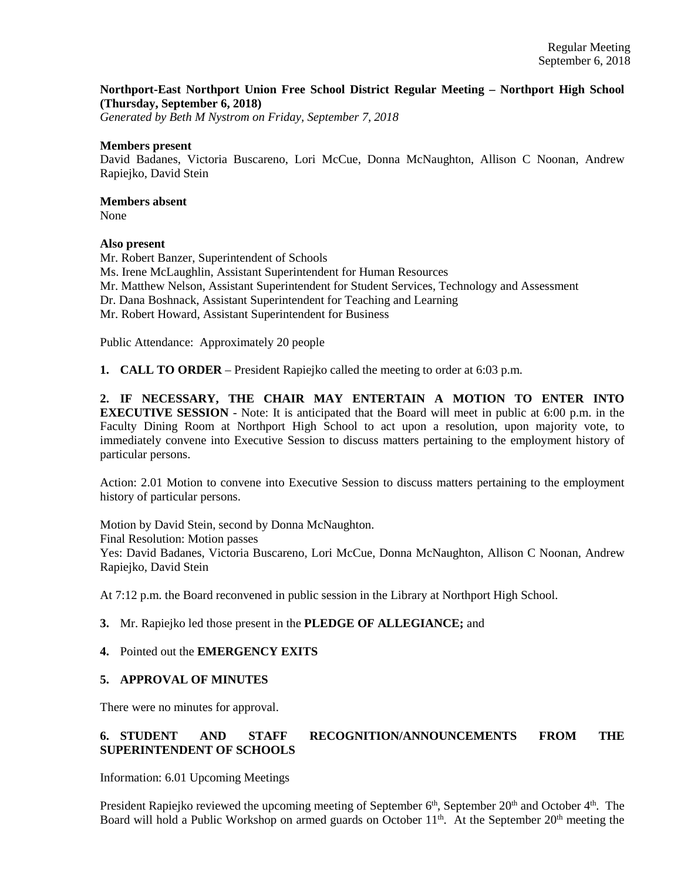**Northport-East Northport Union Free School District Regular Meeting – Northport High School (Thursday, September 6, 2018)**
*Generated by Beth M Nystrom on Friday, September 7, 2018*

**Members present**
David Badanes, Victoria Buscareno, Lori McCue, Donna McNaughton, Allison C Noonan, Andrew Rapiejko, David Stein

**Members absent**
None

**Also present**
Mr. Robert Banzer, Superintendent of Schools
Ms. Irene McLaughlin, Assistant Superintendent for Human Resources
Mr. Matthew Nelson, Assistant Superintendent for Student Services, Technology and Assessment
Dr. Dana Boshnack, Assistant Superintendent for Teaching and Learning
Mr. Robert Howard, Assistant Superintendent for Business

Public Attendance: Approximately 20 people

**1. CALL TO ORDER** – President Rapiejko called the meeting to order at 6:03 p.m.

**2. IF NECESSARY, THE CHAIR MAY ENTERTAIN A MOTION TO ENTER INTO EXECUTIVE SESSION** - Note: It is anticipated that the Board will meet in public at 6:00 p.m. in the Faculty Dining Room at Northport High School to act upon a resolution, upon majority vote, to immediately convene into Executive Session to discuss matters pertaining to the employment history of particular persons.

Action: 2.01 Motion to convene into Executive Session to discuss matters pertaining to the employment history of particular persons.

Motion by David Stein, second by Donna McNaughton.
Final Resolution: Motion passes
Yes: David Badanes, Victoria Buscareno, Lori McCue, Donna McNaughton, Allison C Noonan, Andrew Rapiejko, David Stein

At 7:12 p.m. the Board reconvened in public session in the Library at Northport High School.

**3.** Mr. Rapiejko led those present in the **PLEDGE OF ALLEGIANCE;** and

**4.** Pointed out the **EMERGENCY EXITS**

**5. APPROVAL OF MINUTES**

There were no minutes for approval.

**6. STUDENT AND STAFF RECOGNITION/ANNOUNCEMENTS FROM THE SUPERINTENDENT OF SCHOOLS**

Information: 6.01 Upcoming Meetings

President Rapiejko reviewed the upcoming meeting of September 6th, September 20th and October 4th. The Board will hold a Public Workshop on armed guards on October 11th. At the September 20th meeting the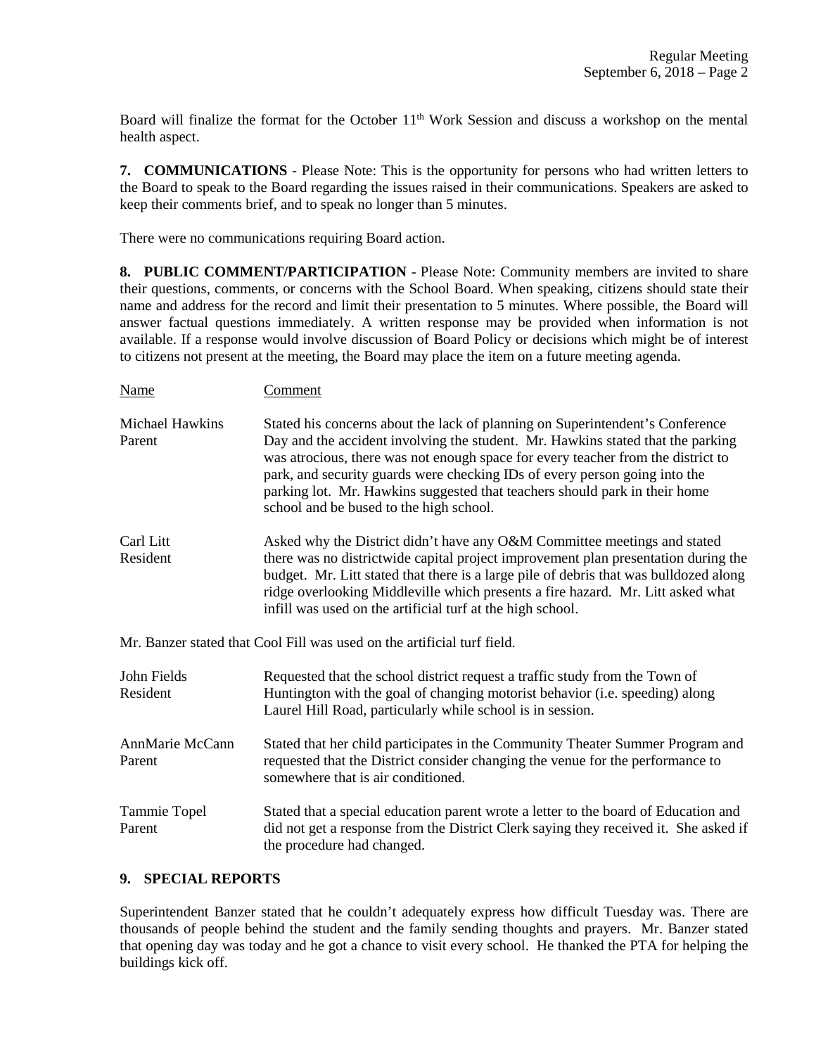Board will finalize the format for the October 11th Work Session and discuss a workshop on the mental health aspect.

**7. COMMUNICATIONS** - Please Note: This is the opportunity for persons who had written letters to the Board to speak to the Board regarding the issues raised in their communications. Speakers are asked to keep their comments brief, and to speak no longer than 5 minutes.

There were no communications requiring Board action.

**8. PUBLIC COMMENT/PARTICIPATION** - Please Note: Community members are invited to share their questions, comments, or concerns with the School Board. When speaking, citizens should state their name and address for the record and limit their presentation to 5 minutes. Where possible, the Board will answer factual questions immediately. A written response may be provided when information is not available. If a response would involve discussion of Board Policy or decisions which might be of interest to citizens not present at the meeting, the Board may place the item on a future meeting agenda.

| Name | Comment |
|---|---|
| Michael Hawkins<br>Parent | Stated his concerns about the lack of planning on Superintendent's Conference Day and the accident involving the student. Mr. Hawkins stated that the parking was atrocious, there was not enough space for every teacher from the district to park, and security guards were checking IDs of every person going into the parking lot. Mr. Hawkins suggested that teachers should park in their home school and be bused to the high school. |
| Carl Litt<br>Resident | Asked why the District didn't have any O&M Committee meetings and stated there was no districtwide capital project improvement plan presentation during the budget. Mr. Litt stated that there is a large pile of debris that was bulldozed along ridge overlooking Middleville which presents a fire hazard. Mr. Litt asked what infill was used on the artificial turf at the high school. |

Mr. Banzer stated that Cool Fill was used on the artificial turf field.

| Name | Comment |
|---|---|
| John Fields<br>Resident | Requested that the school district request a traffic study from the Town of Huntington with the goal of changing motorist behavior (i.e. speeding) along Laurel Hill Road, particularly while school is in session. |
| AnnMarie McCann<br>Parent | Stated that her child participates in the Community Theater Summer Program and requested that the District consider changing the venue for the performance to somewhere that is air conditioned. |
| Tammie Topel<br>Parent | Stated that a special education parent wrote a letter to the board of Education and did not get a response from the District Clerk saying they received it. She asked if the procedure had changed. |

## 9. SPECIAL REPORTS

Superintendent Banzer stated that he couldn't adequately express how difficult Tuesday was. There are thousands of people behind the student and the family sending thoughts and prayers. Mr. Banzer stated that opening day was today and he got a chance to visit every school. He thanked the PTA for helping the buildings kick off.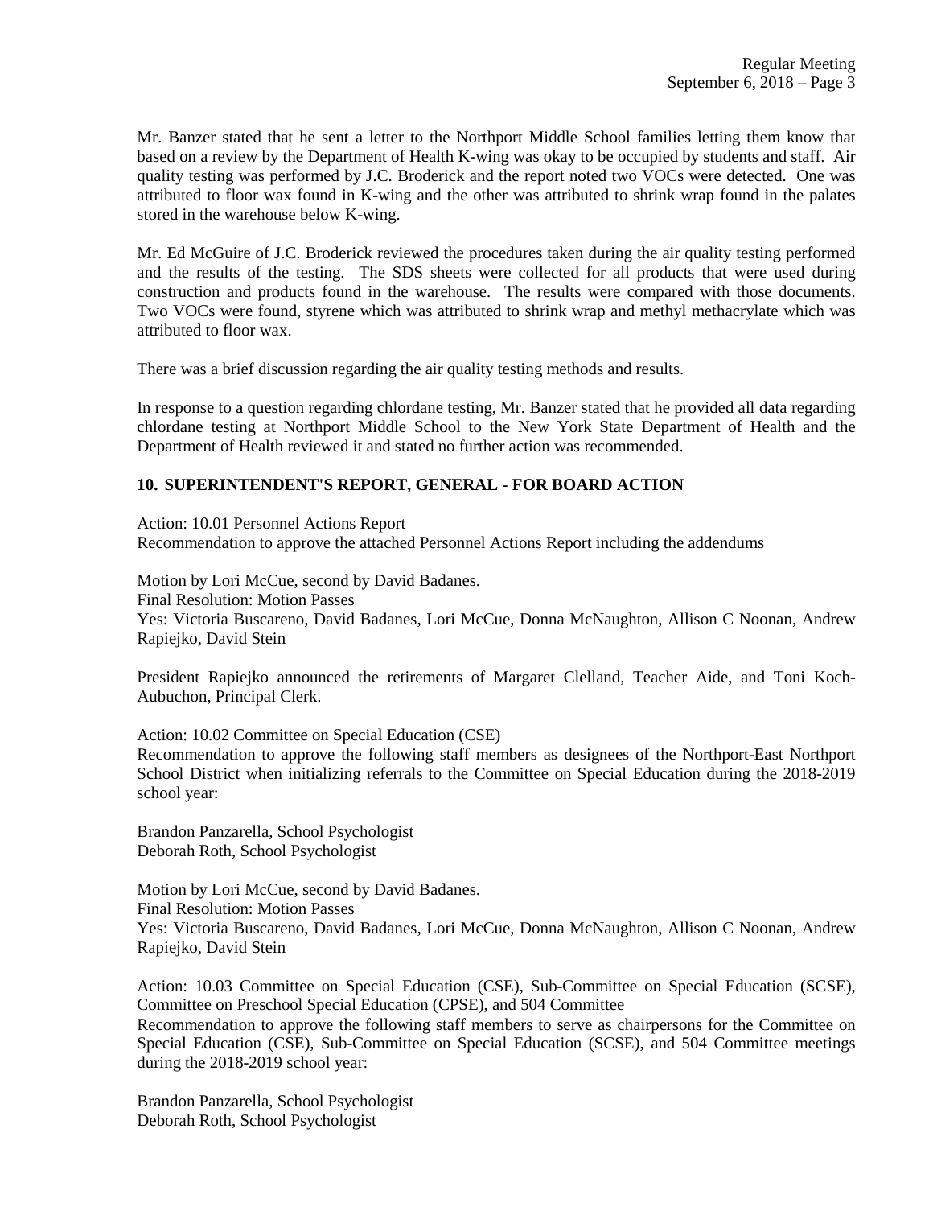Mr. Banzer stated that he sent a letter to the Northport Middle School families letting them know that based on a review by the Department of Health K-wing was okay to be occupied by students and staff. Air quality testing was performed by J.C. Broderick and the report noted two VOCs were detected. One was attributed to floor wax found in K-wing and the other was attributed to shrink wrap found in the palates stored in the warehouse below K-wing.

Mr. Ed McGuire of J.C. Broderick reviewed the procedures taken during the air quality testing performed and the results of the testing. The SDS sheets were collected for all products that were used during construction and products found in the warehouse. The results were compared with those documents. Two VOCs were found, styrene which was attributed to shrink wrap and methyl methacrylate which was attributed to floor wax.

There was a brief discussion regarding the air quality testing methods and results.

In response to a question regarding chlordane testing, Mr. Banzer stated that he provided all data regarding chlordane testing at Northport Middle School to the New York State Department of Health and the Department of Health reviewed it and stated no further action was recommended.

## 10. SUPERINTENDENT'S REPORT, GENERAL - FOR BOARD ACTION

Action: 10.01 Personnel Actions Report
Recommendation to approve the attached Personnel Actions Report including the addendums

Motion by Lori McCue, second by David Badanes.
Final Resolution: Motion Passes
Yes: Victoria Buscareno, David Badanes, Lori McCue, Donna McNaughton, Allison C Noonan, Andrew Rapiejko, David Stein

President Rapiejko announced the retirements of Margaret Clelland, Teacher Aide, and Toni Koch-Aubuchon, Principal Clerk.

Action: 10.02 Committee on Special Education (CSE)
Recommendation to approve the following staff members as designees of the Northport-East Northport School District when initializing referrals to the Committee on Special Education during the 2018-2019 school year:

Brandon Panzarella, School Psychologist
Deborah Roth, School Psychologist

Motion by Lori McCue, second by David Badanes.
Final Resolution: Motion Passes
Yes: Victoria Buscareno, David Badanes, Lori McCue, Donna McNaughton, Allison C Noonan, Andrew Rapiejko, David Stein

Action: 10.03 Committee on Special Education (CSE), Sub-Committee on Special Education (SCSE), Committee on Preschool Special Education (CPSE), and 504 Committee
Recommendation to approve the following staff members to serve as chairpersons for the Committee on Special Education (CSE), Sub-Committee on Special Education (SCSE), and 504 Committee meetings during the 2018-2019 school year:

Brandon Panzarella, School Psychologist
Deborah Roth, School Psychologist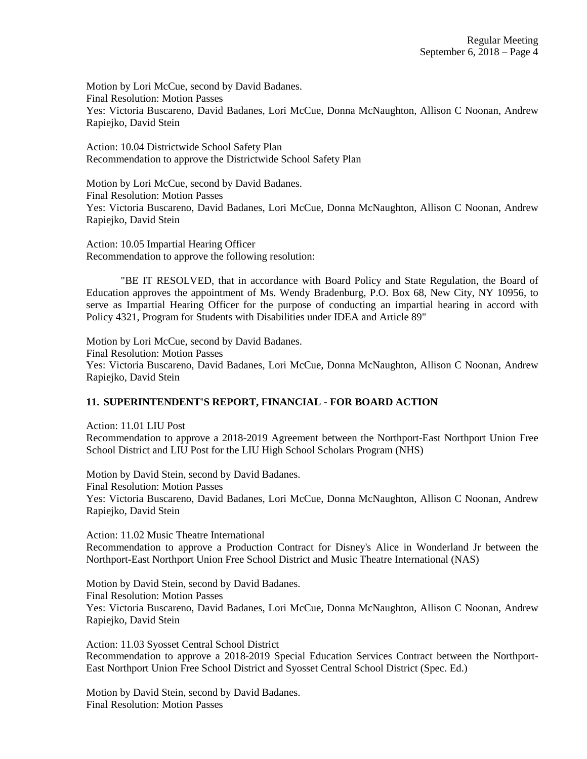Motion by Lori McCue, second by David Badanes.
Final Resolution: Motion Passes
Yes: Victoria Buscareno, David Badanes, Lori McCue, Donna McNaughton, Allison C Noonan, Andrew Rapiejko, David Stein

Action: 10.04 Districtwide School Safety Plan
Recommendation to approve the Districtwide School Safety Plan

Motion by Lori McCue, second by David Badanes.
Final Resolution: Motion Passes
Yes: Victoria Buscareno, David Badanes, Lori McCue, Donna McNaughton, Allison C Noonan, Andrew Rapiejko, David Stein

Action: 10.05 Impartial Hearing Officer
Recommendation to approve the following resolution:

"BE IT RESOLVED, that in accordance with Board Policy and State Regulation, the Board of Education approves the appointment of Ms. Wendy Bradenburg, P.O. Box 68, New City, NY 10956, to serve as Impartial Hearing Officer for the purpose of conducting an impartial hearing in accord with Policy 4321, Program for Students with Disabilities under IDEA and Article 89"

Motion by Lori McCue, second by David Badanes.
Final Resolution: Motion Passes
Yes: Victoria Buscareno, David Badanes, Lori McCue, Donna McNaughton, Allison C Noonan, Andrew Rapiejko, David Stein

## 11. SUPERINTENDENT'S REPORT, FINANCIAL - FOR BOARD ACTION

Action: 11.01 LIU Post
Recommendation to approve a 2018-2019 Agreement between the Northport-East Northport Union Free School District and LIU Post for the LIU High School Scholars Program (NHS)

Motion by David Stein, second by David Badanes.
Final Resolution: Motion Passes
Yes: Victoria Buscareno, David Badanes, Lori McCue, Donna McNaughton, Allison C Noonan, Andrew Rapiejko, David Stein

Action: 11.02 Music Theatre International
Recommendation to approve a Production Contract for Disney's Alice in Wonderland Jr between the Northport-East Northport Union Free School District and Music Theatre International (NAS)

Motion by David Stein, second by David Badanes.
Final Resolution: Motion Passes
Yes: Victoria Buscareno, David Badanes, Lori McCue, Donna McNaughton, Allison C Noonan, Andrew Rapiejko, David Stein

Action: 11.03 Syosset Central School District
Recommendation to approve a 2018-2019 Special Education Services Contract between the Northport-East Northport Union Free School District and Syosset Central School District (Spec. Ed.)

Motion by David Stein, second by David Badanes.
Final Resolution: Motion Passes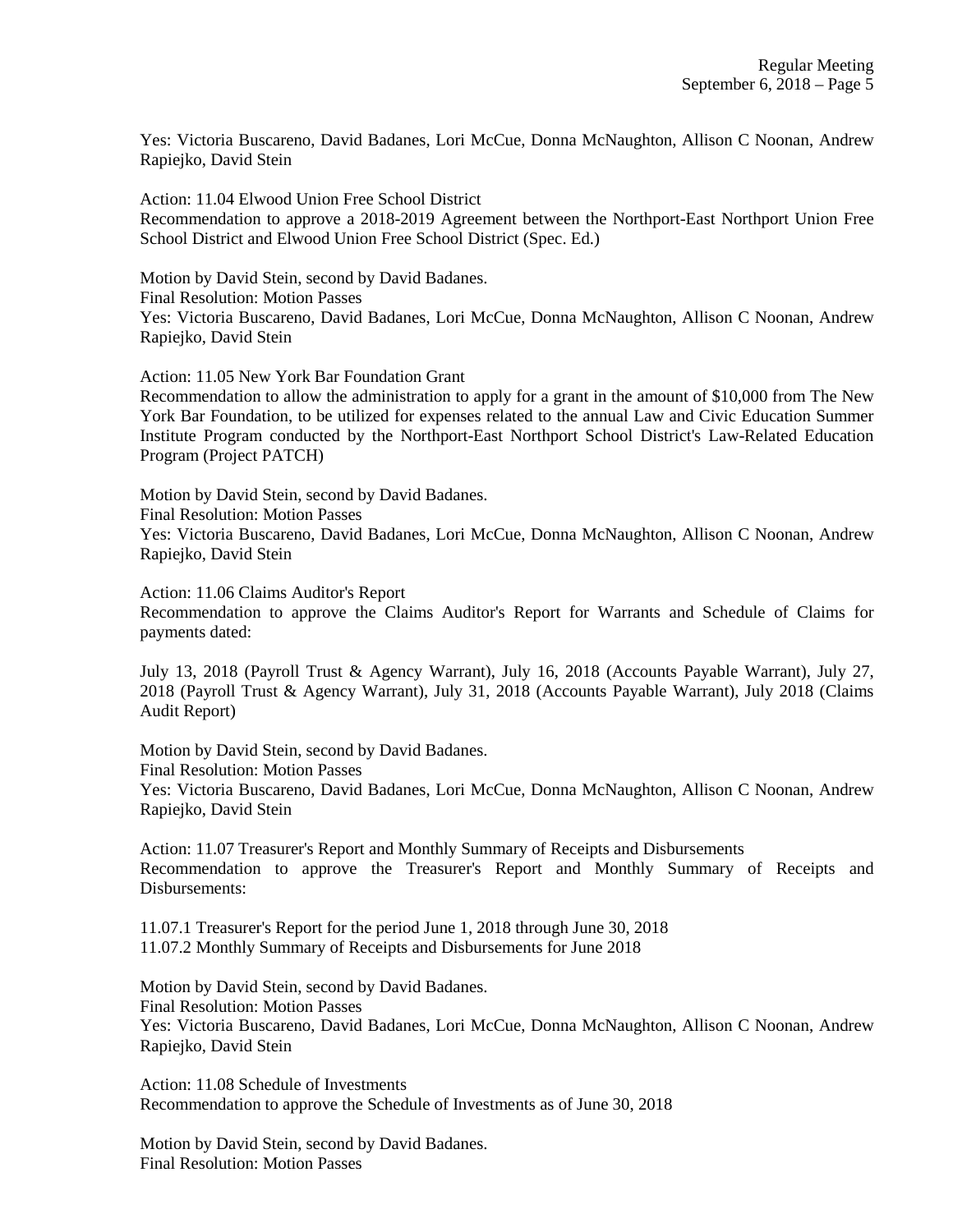Yes: Victoria Buscareno, David Badanes, Lori McCue, Donna McNaughton, Allison C Noonan, Andrew Rapiejko, David Stein

Action: 11.04 Elwood Union Free School District
Recommendation to approve a 2018-2019 Agreement between the Northport-East Northport Union Free School District and Elwood Union Free School District (Spec. Ed.)

Motion by David Stein, second by David Badanes.
Final Resolution: Motion Passes
Yes: Victoria Buscareno, David Badanes, Lori McCue, Donna McNaughton, Allison C Noonan, Andrew Rapiejko, David Stein

Action: 11.05 New York Bar Foundation Grant
Recommendation to allow the administration to apply for a grant in the amount of $10,000 from The New York Bar Foundation, to be utilized for expenses related to the annual Law and Civic Education Summer Institute Program conducted by the Northport-East Northport School District's Law-Related Education Program (Project PATCH)

Motion by David Stein, second by David Badanes.
Final Resolution: Motion Passes
Yes: Victoria Buscareno, David Badanes, Lori McCue, Donna McNaughton, Allison C Noonan, Andrew Rapiejko, David Stein

Action: 11.06 Claims Auditor's Report
Recommendation to approve the Claims Auditor's Report for Warrants and Schedule of Claims for payments dated:

July 13, 2018 (Payroll Trust & Agency Warrant), July 16, 2018 (Accounts Payable Warrant), July 27, 2018 (Payroll Trust & Agency Warrant), July 31, 2018 (Accounts Payable Warrant), July 2018 (Claims Audit Report)

Motion by David Stein, second by David Badanes.
Final Resolution: Motion Passes
Yes: Victoria Buscareno, David Badanes, Lori McCue, Donna McNaughton, Allison C Noonan, Andrew Rapiejko, David Stein

Action: 11.07 Treasurer's Report and Monthly Summary of Receipts and Disbursements
Recommendation to approve the Treasurer's Report and Monthly Summary of Receipts and Disbursements:

11.07.1 Treasurer's Report for the period June 1, 2018 through June 30, 2018
11.07.2 Monthly Summary of Receipts and Disbursements for June 2018

Motion by David Stein, second by David Badanes.
Final Resolution: Motion Passes
Yes: Victoria Buscareno, David Badanes, Lori McCue, Donna McNaughton, Allison C Noonan, Andrew Rapiejko, David Stein

Action: 11.08 Schedule of Investments
Recommendation to approve the Schedule of Investments as of June 30, 2018

Motion by David Stein, second by David Badanes.
Final Resolution: Motion Passes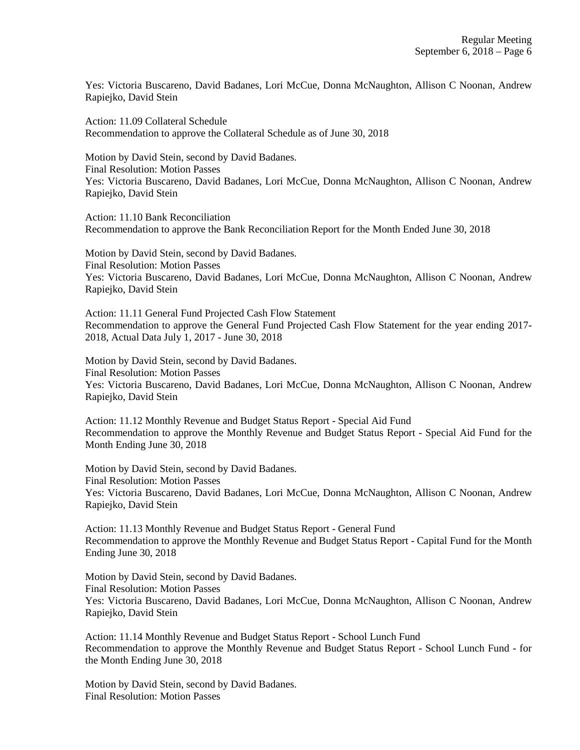Yes: Victoria Buscareno, David Badanes, Lori McCue, Donna McNaughton, Allison C Noonan, Andrew Rapiejko, David Stein

Action: 11.09 Collateral Schedule
Recommendation to approve the Collateral Schedule as of June 30, 2018

Motion by David Stein, second by David Badanes.
Final Resolution: Motion Passes
Yes: Victoria Buscareno, David Badanes, Lori McCue, Donna McNaughton, Allison C Noonan, Andrew Rapiejko, David Stein

Action: 11.10 Bank Reconciliation
Recommendation to approve the Bank Reconciliation Report for the Month Ended June 30, 2018

Motion by David Stein, second by David Badanes.
Final Resolution: Motion Passes
Yes: Victoria Buscareno, David Badanes, Lori McCue, Donna McNaughton, Allison C Noonan, Andrew Rapiejko, David Stein

Action: 11.11 General Fund Projected Cash Flow Statement
Recommendation to approve the General Fund Projected Cash Flow Statement for the year ending 2017-2018, Actual Data July 1, 2017 - June 30, 2018

Motion by David Stein, second by David Badanes.
Final Resolution: Motion Passes
Yes: Victoria Buscareno, David Badanes, Lori McCue, Donna McNaughton, Allison C Noonan, Andrew Rapiejko, David Stein

Action: 11.12 Monthly Revenue and Budget Status Report - Special Aid Fund
Recommendation to approve the Monthly Revenue and Budget Status Report - Special Aid Fund for the Month Ending June 30, 2018

Motion by David Stein, second by David Badanes.
Final Resolution: Motion Passes
Yes: Victoria Buscareno, David Badanes, Lori McCue, Donna McNaughton, Allison C Noonan, Andrew Rapiejko, David Stein

Action: 11.13 Monthly Revenue and Budget Status Report - General Fund
Recommendation to approve the Monthly Revenue and Budget Status Report - Capital Fund for the Month Ending June 30, 2018

Motion by David Stein, second by David Badanes.
Final Resolution: Motion Passes
Yes: Victoria Buscareno, David Badanes, Lori McCue, Donna McNaughton, Allison C Noonan, Andrew Rapiejko, David Stein

Action: 11.14 Monthly Revenue and Budget Status Report - School Lunch Fund
Recommendation to approve the Monthly Revenue and Budget Status Report - School Lunch Fund - for the Month Ending June 30, 2018

Motion by David Stein, second by David Badanes.
Final Resolution: Motion Passes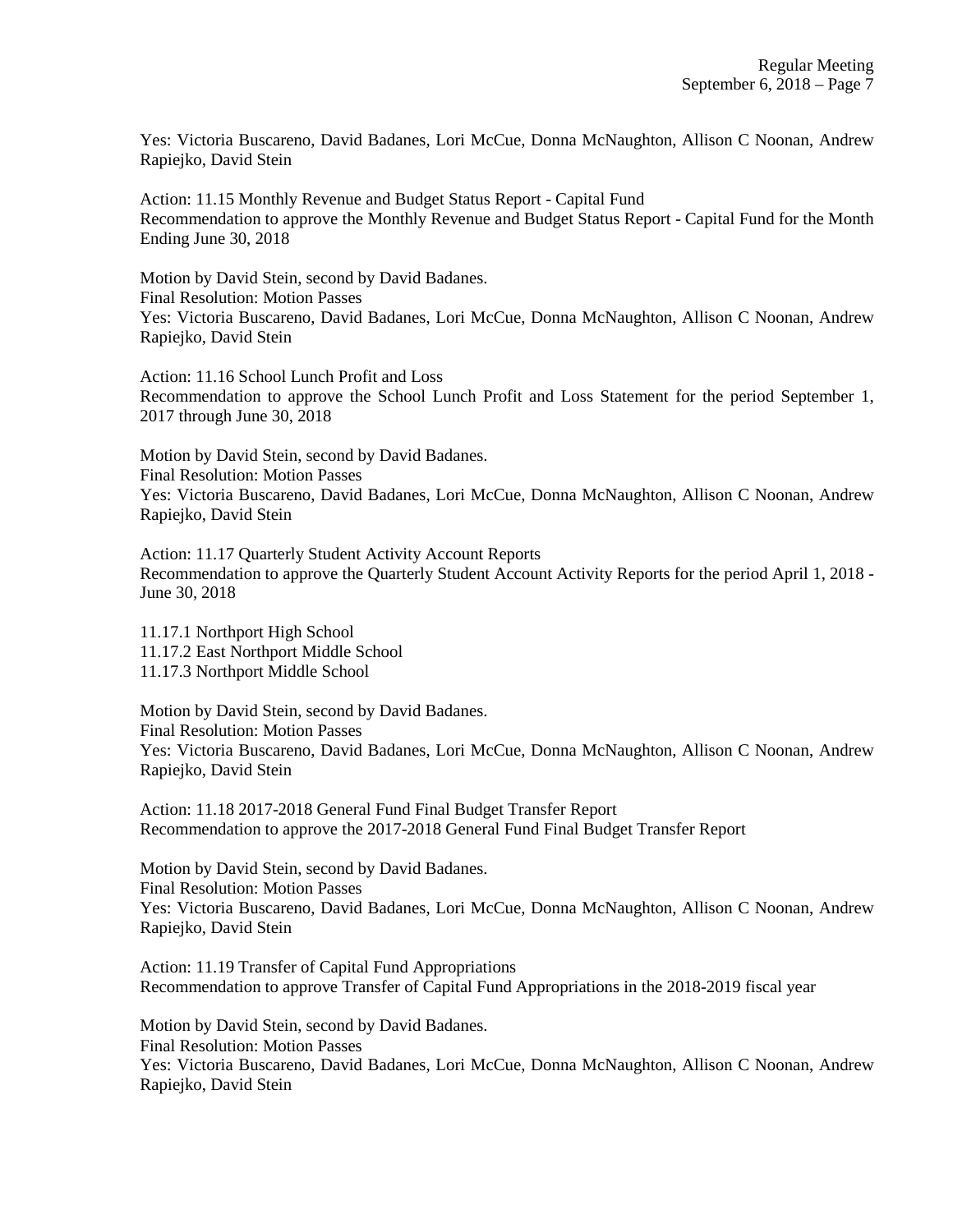Yes: Victoria Buscareno, David Badanes, Lori McCue, Donna McNaughton, Allison C Noonan, Andrew Rapiejko, David Stein

Action: 11.15 Monthly Revenue and Budget Status Report - Capital Fund
Recommendation to approve the Monthly Revenue and Budget Status Report - Capital Fund for the Month Ending June 30, 2018

Motion by David Stein, second by David Badanes.
Final Resolution: Motion Passes
Yes: Victoria Buscareno, David Badanes, Lori McCue, Donna McNaughton, Allison C Noonan, Andrew Rapiejko, David Stein

Action: 11.16 School Lunch Profit and Loss
Recommendation to approve the School Lunch Profit and Loss Statement for the period September 1, 2017 through June 30, 2018

Motion by David Stein, second by David Badanes.
Final Resolution: Motion Passes
Yes: Victoria Buscareno, David Badanes, Lori McCue, Donna McNaughton, Allison C Noonan, Andrew Rapiejko, David Stein

Action: 11.17 Quarterly Student Activity Account Reports
Recommendation to approve the Quarterly Student Account Activity Reports for the period April 1, 2018 - June 30, 2018

11.17.1 Northport High School
11.17.2 East Northport Middle School
11.17.3 Northport Middle School

Motion by David Stein, second by David Badanes.
Final Resolution: Motion Passes
Yes: Victoria Buscareno, David Badanes, Lori McCue, Donna McNaughton, Allison C Noonan, Andrew Rapiejko, David Stein

Action: 11.18 2017-2018 General Fund Final Budget Transfer Report
Recommendation to approve the 2017-2018 General Fund Final Budget Transfer Report

Motion by David Stein, second by David Badanes.
Final Resolution: Motion Passes
Yes: Victoria Buscareno, David Badanes, Lori McCue, Donna McNaughton, Allison C Noonan, Andrew Rapiejko, David Stein

Action: 11.19 Transfer of Capital Fund Appropriations
Recommendation to approve Transfer of Capital Fund Appropriations in the 2018-2019 fiscal year

Motion by David Stein, second by David Badanes.
Final Resolution: Motion Passes
Yes: Victoria Buscareno, David Badanes, Lori McCue, Donna McNaughton, Allison C Noonan, Andrew Rapiejko, David Stein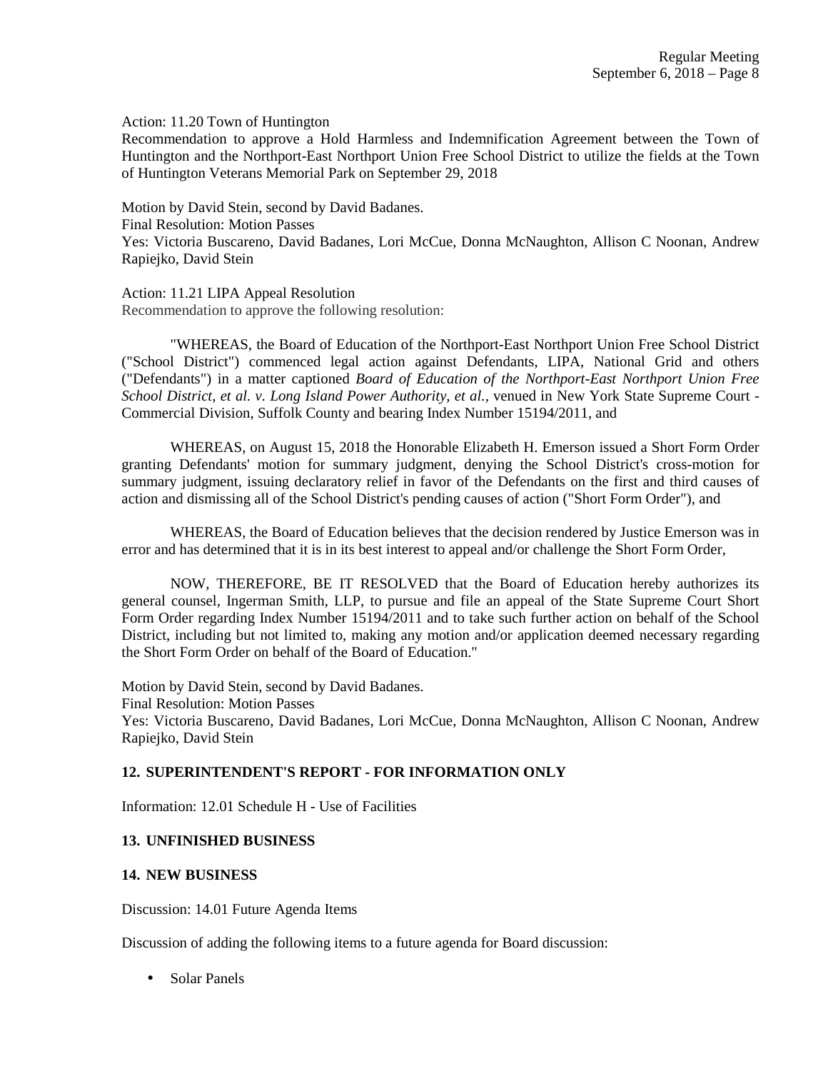Action: 11.20 Town of Huntington

Recommendation to approve a Hold Harmless and Indemnification Agreement between the Town of Huntington and the Northport-East Northport Union Free School District to utilize the fields at the Town of Huntington Veterans Memorial Park on September 29, 2018

Motion by David Stein, second by David Badanes.
Final Resolution: Motion Passes
Yes: Victoria Buscareno, David Badanes, Lori McCue, Donna McNaughton, Allison C Noonan, Andrew Rapiejko, David Stein

Action: 11.21 LIPA Appeal Resolution
Recommendation to approve the following resolution:

"WHEREAS, the Board of Education of the Northport-East Northport Union Free School District ("School District") commenced legal action against Defendants, LIPA, National Grid and others ("Defendants") in a matter captioned *Board of Education of the Northport-East Northport Union Free School District, et al. v. Long Island Power Authority, et al.*, venued in New York State Supreme Court - Commercial Division, Suffolk County and bearing Index Number 15194/2011, and

WHEREAS, on August 15, 2018 the Honorable Elizabeth H. Emerson issued a Short Form Order granting Defendants' motion for summary judgment, denying the School District's cross-motion for summary judgment, issuing declaratory relief in favor of the Defendants on the first and third causes of action and dismissing all of the School District's pending causes of action ("Short Form Order"), and

WHEREAS, the Board of Education believes that the decision rendered by Justice Emerson was in error and has determined that it is in its best interest to appeal and/or challenge the Short Form Order,

NOW, THEREFORE, BE IT RESOLVED that the Board of Education hereby authorizes its general counsel, Ingerman Smith, LLP, to pursue and file an appeal of the State Supreme Court Short Form Order regarding Index Number 15194/2011 and to take such further action on behalf of the School District, including but not limited to, making any motion and/or application deemed necessary regarding the Short Form Order on behalf of the Board of Education."

Motion by David Stein, second by David Badanes.
Final Resolution: Motion Passes
Yes: Victoria Buscareno, David Badanes, Lori McCue, Donna McNaughton, Allison C Noonan, Andrew Rapiejko, David Stein

## 12. SUPERINTENDENT'S REPORT - FOR INFORMATION ONLY

Information: 12.01 Schedule H - Use of Facilities

## 13. UNFINISHED BUSINESS

## 14. NEW BUSINESS

Discussion: 14.01 Future Agenda Items

Discussion of adding the following items to a future agenda for Board discussion:

- Solar Panels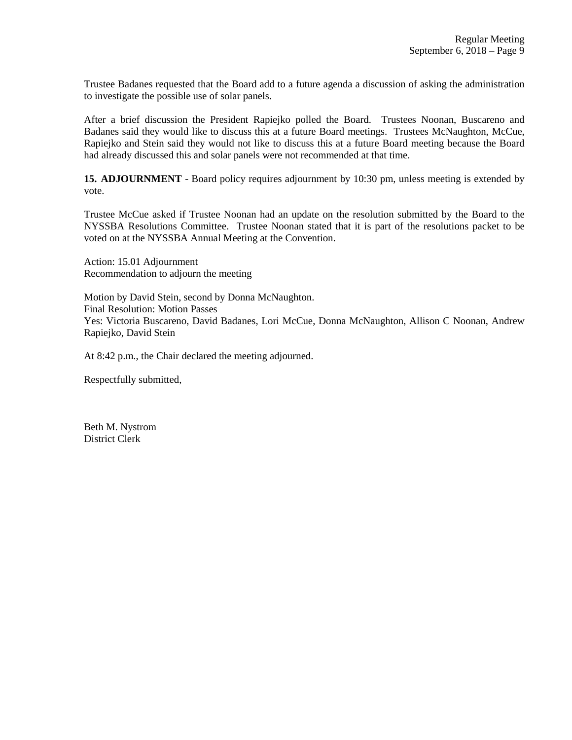Trustee Badanes requested that the Board add to a future agenda a discussion of asking the administration to investigate the possible use of solar panels.

After a brief discussion the President Rapiejko polled the Board. Trustees Noonan, Buscareno and Badanes said they would like to discuss this at a future Board meetings. Trustees McNaughton, McCue, Rapiejko and Stein said they would not like to discuss this at a future Board meeting because the Board had already discussed this and solar panels were not recommended at that time.

**15. ADJOURNMENT** - Board policy requires adjournment by 10:30 pm, unless meeting is extended by vote.

Trustee McCue asked if Trustee Noonan had an update on the resolution submitted by the Board to the NYSSBA Resolutions Committee. Trustee Noonan stated that it is part of the resolutions packet to be voted on at the NYSSBA Annual Meeting at the Convention.

Action: 15.01 Adjournment
Recommendation to adjourn the meeting

Motion by David Stein, second by Donna McNaughton.
Final Resolution: Motion Passes
Yes: Victoria Buscareno, David Badanes, Lori McCue, Donna McNaughton, Allison C Noonan, Andrew Rapiejko, David Stein

At 8:42 p.m., the Chair declared the meeting adjourned.

Respectfully submitted,

Beth M. Nystrom
District Clerk